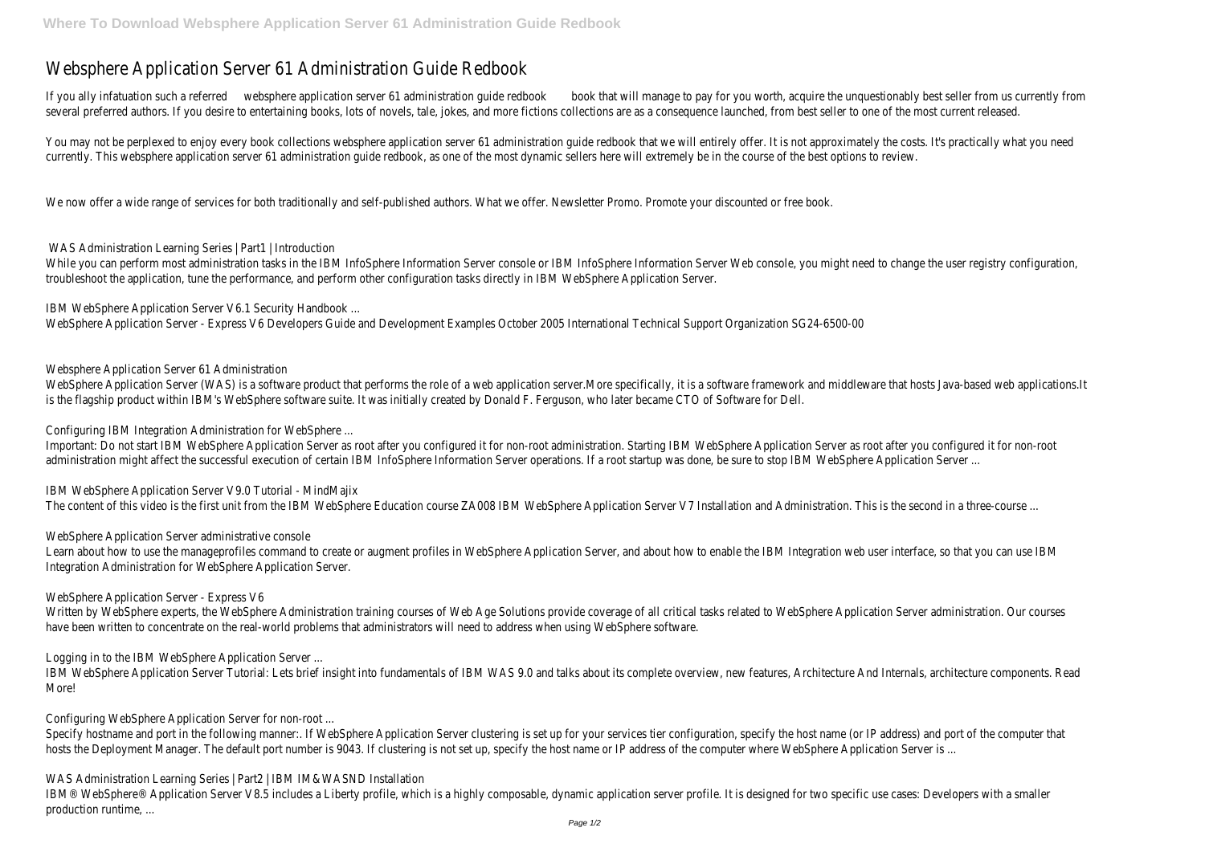# Websphere Application Server 61 Administration Guide Redbook

If you ally infatuation such a referred websphere application server 61 administration guide redbook book that will manage to pay for you worth, acquire the unquestionably best seller from us currently from several preferred authors. If you desire to entertaining books, lots of novels, tale, jokes, and more fictions collections are as a consequence launched, from best seller to one of the most current released.

You may not be perplexed to enjoy every book collections websphere application server 61 administration guide redbook that we will entirely offer. It is not approximately the costs. It's practically what you need currently. This websphere application server 61 administration guide redbook, as one of the most dynamic sellers here will extremely be in the course of the best options to review.

We now offer a wide range of services for both traditionally and self-published authors. What we offer. Newsletter Promo. Promote your discounted or free book.

## WAS Administration Learning Series | Part1 | Introduction

While you can perform most administration tasks in the IBM InfoSphere Information Server console or IBM InfoSphere Information Server Web console, you might need to change the user registry configuration, troubleshoot the application, tune the performance, and perform other configuration tasks directly in IBM WebSphere Application Server.

## IBM WebSphere Application Server V6.1 Security Handbook ...

WebSphere Application Server - Express V6 Developers Guide and Development Examples October 2005 International Technical Support Organization SG24-6500-00

## Websphere Application Server 61 Administration

WebSphere Application Server (WAS) is a software product that performs the role of a web application server.More specifically, it is a software framework and middleware that hosts Java-based web applications.It is the flagship product within IBM's WebSphere software suite. It was initially created by Donald F. Ferguson, who later became CTO of Software for Dell.

## Configuring IBM Integration Administration for WebSphere ...

Important: Do not start IBM WebSphere Application Server as root after you configured it for non-root administration. Starting IBM WebSphere Application Server as root after you configured it for non-root administration might affect the successful execution of certain IBM InfoSphere Information Server operations. If a root startup was done, be sure to stop IBM WebSphere Application Server ...

## IBM WebSphere Application Server V9.0 Tutorial - MindMajix

The content of this video is the first unit from the IBM WebSphere Education course ZA008 IBM WebSphere Application Server V7 Installation and Administration. This is the second in a three-course ...

## WebSphere Application Server administrative console

Learn about how to use the manageprofiles command to create or augment profiles in WebSphere Application Server, and about how to enable the IBM Integration web user interface, so that you can use IBM Integration Administration for WebSphere Application Server.

## WebSphere Application Server - Express V6

Written by WebSphere experts, the WebSphere Administration training courses of Web Age Solutions provide coverage of all critical tasks related to WebSphere Application Server administration. Our courses have been written to concentrate on the real-world problems that administrators will need to address when using WebSphere software.

## Logging in to the IBM WebSphere Application Server ...

IBM WebSphere Application Server Tutorial: Lets brief insight into fundamentals of IBM WAS 9.0 and talks about its complete overview, new features, Architecture And Internals, architecture components. Read More!

## Configuring WebSphere Application Server for non-root ...

Specify hostname and port in the following manner:. If WebSphere Application Server clustering is set up for your services tier configuration, specify the host name (or IP address) and port of the computer that hosts the Deployment Manager. The default port number is 9043. If clustering is not set up, specify the host name or IP address of the computer where WebSphere Application Server is ...

## WAS Administration Learning Series | Part2 | IBM IM&WASND Installation

IBM® WebSphere® Application Server V8.5 includes a Liberty profile, which is a highly composable, dynamic application server profile. It is designed for two specific use cases: Developers with a smaller production runtime, ...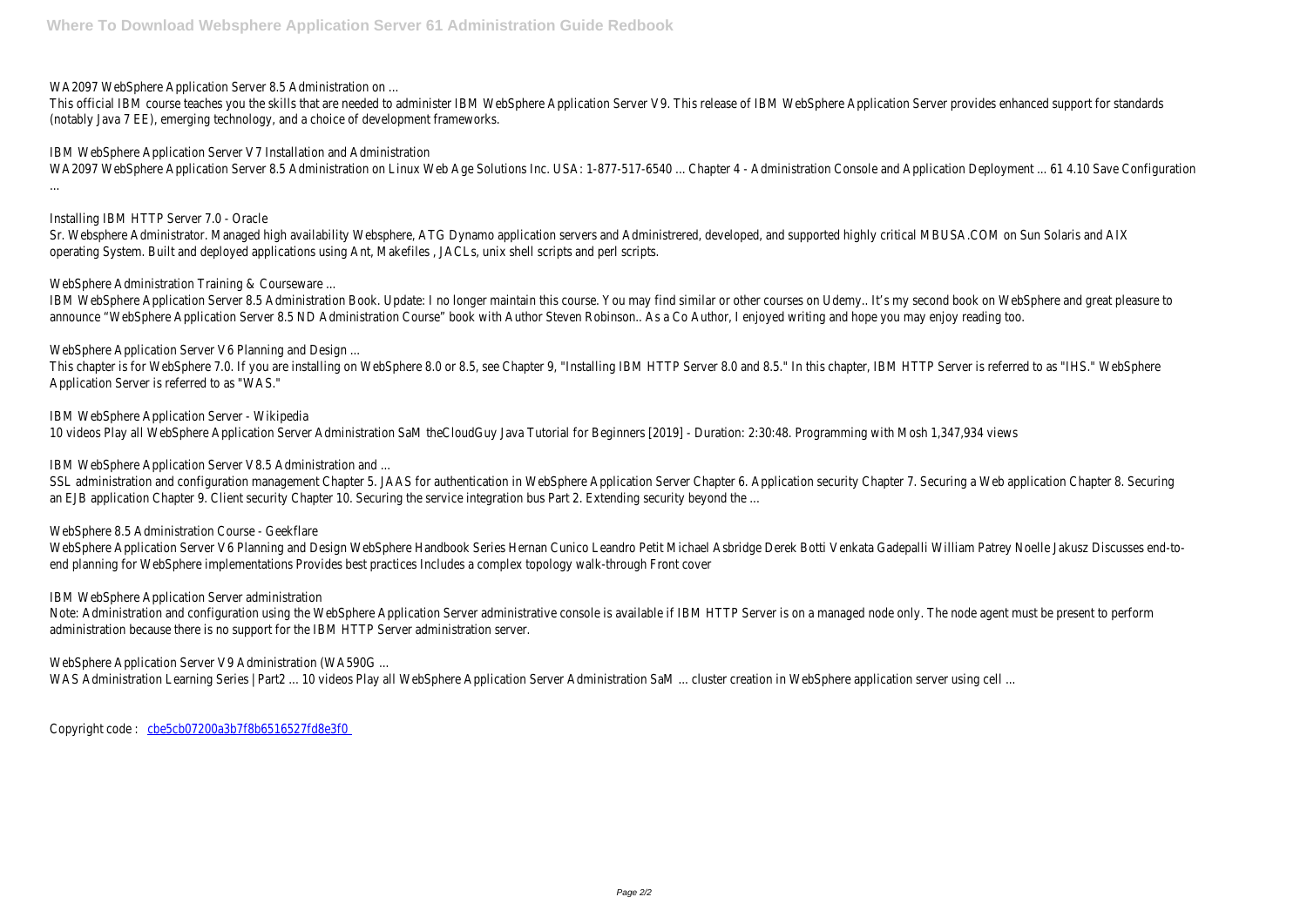WA2097 WebSphere Application Server 8.5 Administration on ...

This official IBM course teaches you the skills that are needed to administer IBM WebSphere Application Server V9. This release of IBM WebSphere Application Server provides enhanced support for standards (notably Java 7 EE), emerging technology, and a choice of development frameworks.

IBM WebSphere Application Server V7 Installation and Administration

WA2097 WebSphere Application Server 8.5 Administration on Linux Web Age Solutions Inc. USA: 1-877-517-6540 ... Chapter 4 - Administration Console and Application Deployment ... 61 4.10 Save Configuration ...

Installing IBM HTTP Server 7.0 - Oracle

Sr. Websphere Administrator. Managed high availability Websphere, ATG Dynamo application servers and Administrered, developed, and supported highly critical MBUSA.COM on Sun Solaris and AIX operating System. Built and deployed applications using Ant, Makefiles , JACLs, unix shell scripts and perl scripts.

WebSphere Administration Training & Courseware ...

IBM WebSphere Application Server 8.5 Administration Book. Update: I no longer maintain this course. You may find similar or other courses on Udemy.. It's my second book on WebSphere and great pleasure to announce "WebSphere Application Server 8.5 ND Administration Course" book with Author Steven Robinson.. As a Co Author, I enjoyed writing and hope you may enjoy reading too.

WebSphere Application Server V6 Planning and Design ...

This chapter is for WebSphere 7.0. If you are installing on WebSphere 8.0 or 8.5, see Chapter 9, "Installing IBM HTTP Server 8.0 and 8.5." In this chapter, IBM HTTP Server is referred to as "IHS." WebSphere Application Server is referred to as "WAS."

IBM WebSphere Application Server - Wikipedia

10 videos Play all WebSphere Application Server Administration SaM theCloudGuy Java Tutorial for Beginners [2019] - Duration: 2:30:48. Programming with Mosh 1,347,934 views

IBM WebSphere Application Server V8.5 Administration and ...

SSL administration and configuration management Chapter 5. JAAS for authentication in WebSphere Application Server Chapter 6. Application security Chapter 7. Securing a Web application Chapter 8. Securing an EJB application Chapter 9. Client security Chapter 10. Securing the service integration bus Part 2. Extending security beyond the ...

WebSphere 8.5 Administration Course - Geekflare

WebSphere Application Server V6 Planning and Design WebSphere Handbook Series Hernan Cunico Leandro Petit Michael Asbridge Derek Botti Venkata Gadepalli William Patrey Noelle Jakusz Discusses end-to-end planning for WebSphere implementations Provides best practices Includes a complex topology walk-through Front cover

IBM WebSphere Application Server administration

Note: Administration and configuration using the WebSphere Application Server administrative console is available if IBM HTTP Server is on a managed node only. The node agent must be present to perform administration because there is no support for the IBM HTTP Server administration server.

WebSphere Application Server V9 Administration (WA590G ...

WAS Administration Learning Series | Part2 ... 10 videos Play all WebSphere Application Server Administration SaM ... cluster creation in WebSphere application server using cell ...

Copyright code : cbe5cb07200a3b7f8b6516527fd8e3f0